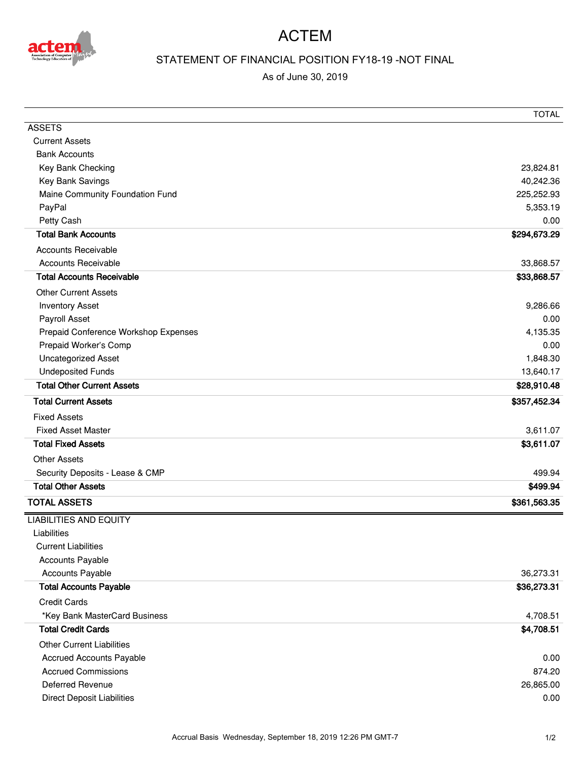# ACTEM

## STATEMENT OF FINANCIAL POSITION FY18-19 -NOT FINAL

As of June 30, 2019

| | TOTAL |
|---|---|
| ASSETS | |
| Current Assets | |
| Bank Accounts | |
| Key Bank Checking | 23,824.81 |
| Key Bank Savings | 40,242.36 |
| Maine Community Foundation Fund | 225,252.93 |
| PayPal | 5,353.19 |
| Petty Cash | 0.00 |
| **Total Bank Accounts** | **$294,673.29** |
| Accounts Receivable | |
| Accounts Receivable | 33,868.57 |
| **Total Accounts Receivable** | **$33,868.57** |
| Other Current Assets | |
| Inventory Asset | 9,286.66 |
| Payroll Asset | 0.00 |
| Prepaid Conference Workshop Expenses | 4,135.35 |
| Prepaid Worker's Comp | 0.00 |
| Uncategorized Asset | 1,848.30 |
| Undeposited Funds | 13,640.17 |
| **Total Other Current Assets** | **$28,910.48** |
| **Total Current Assets** | **$357,452.34** |
| Fixed Assets | |
| Fixed Asset Master | 3,611.07 |
| **Total Fixed Assets** | **$3,611.07** |
| Other Assets | |
| Security Deposits - Lease & CMP | 499.94 |
| **Total Other Assets** | **$499.94** |
| **TOTAL ASSETS** | **$361,563.35** |
| LIABILITIES AND EQUITY | |
| Liabilities | |
| Current Liabilities | |
| Accounts Payable | |
| Accounts Payable | 36,273.31 |
| **Total Accounts Payable** | **$36,273.31** |
| Credit Cards | |
| *Key Bank MasterCard Business | 4,708.51 |
| **Total Credit Cards** | **$4,708.51** |
| Other Current Liabilities | |
| Accrued Accounts Payable | 0.00 |
| Accrued Commissions | 874.20 |
| Deferred Revenue | 26,865.00 |
| Direct Deposit Liabilities | 0.00 |

Accrual Basis Wednesday, September 18, 2019 12:26 PM GMT-7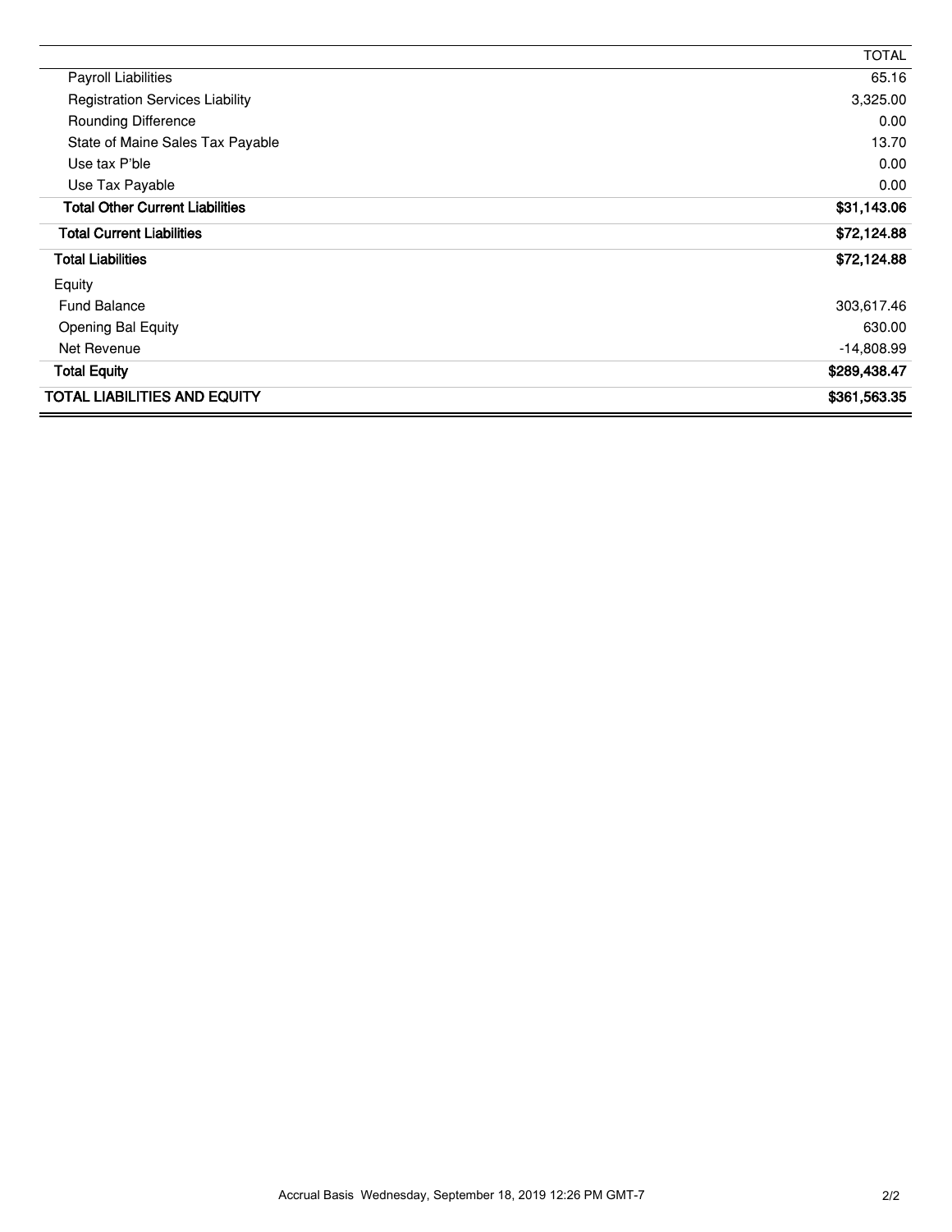| | TOTAL |
|---|---|
| Payroll Liabilities | 65.16 |
| Registration Services Liability | 3,325.00 |
| Rounding Difference | 0.00 |
| State of Maine Sales Tax Payable | 13.70 |
| Use tax P'ble | 0.00 |
| Use Tax Payable | 0.00 |
| **Total Other Current Liabilities** | **$31,143.06** |
| **Total Current Liabilities** | **$72,124.88** |
| **Total Liabilities** | **$72,124.88** |
| Equity | |
| Fund Balance | 303,617.46 |
| Opening Bal Equity | 630.00 |
| Net Revenue | -14,808.99 |
| **Total Equity** | **$289,438.47** |
| **TOTAL LIABILITIES AND EQUITY** | **$361,563.35** |

Accrual Basis Wednesday, September 18, 2019 12:26 PM GMT-7